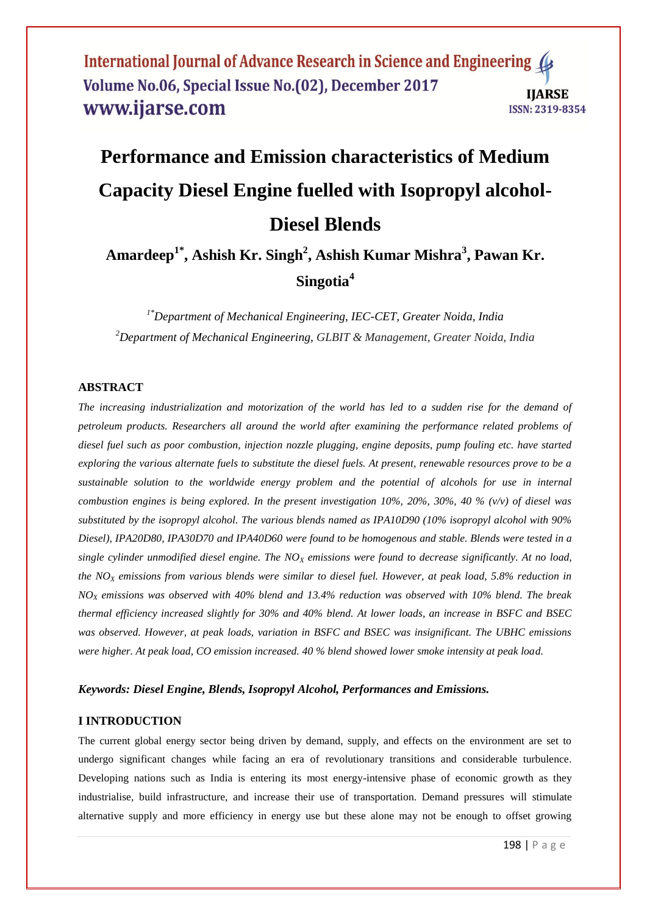# Performance and Emission characteristics of Medium Capacity Diesel Engine fuelled with Isopropyl alcohol-Diesel Blends

**Amardeep[1*], Ashish Kr. Singh[2], Ashish Kumar Mishra[3], Pawan Kr. Singotia[4]**

*[1*]Department of Mechanical Engineering, IEC-CET, Greater Noida, India*
*[2]Department of Mechanical Engineering, GLBIT & Management, Greater Noida, India*

## ABSTRACT

*The increasing industrialization and motorization of the world has led to a sudden rise for the demand of petroleum products. Researchers all around the world after examining the performance related problems of diesel fuel such as poor combustion, injection nozzle plugging, engine deposits, pump fouling etc. have started exploring the various alternate fuels to substitute the diesel fuels. At present, renewable resources prove to be a sustainable solution to the worldwide energy problem and the potential of alcohols for use in internal combustion engines is being explored. In the present investigation 10%, 20%, 30%, 40 % (v/v) of diesel was substituted by the isopropyl alcohol. The various blends named as IPA10D90 (10% isopropyl alcohol with 90% Diesel), IPA20D80, IPA30D70 and IPA40D60 were found to be homogenous and stable. Blends were tested in a single cylinder unmodified diesel engine. The $NO_X$ emissions were found to decrease significantly. At no load, the $NO_X$ emissions from various blends were similar to diesel fuel. However, at peak load, 5.8% reduction in $NO_X$ emissions was observed with 40% blend and 13.4% reduction was observed with 10% blend. The break thermal efficiency increased slightly for 30% and 40% blend. At lower loads, an increase in BSFC and BSEC was observed. However, at peak loads, variation in BSFC and BSEC was insignificant. The UBHC emissions were higher. At peak load, CO emission increased. 40 % blend showed lower smoke intensity at peak load.*

***Keywords: Diesel Engine, Blends, Isopropyl Alcohol, Performances and Emissions.***

## I INTRODUCTION

The current global energy sector being driven by demand, supply, and effects on the environment are set to undergo significant changes while facing an era of revolutionary transitions and considerable turbulence. Developing nations such as India is entering its most energy-intensive phase of economic growth as they industrialise, build infrastructure, and increase their use of transportation. Demand pressures will stimulate alternative supply and more efficiency in energy use but these alone may not be enough to offset growing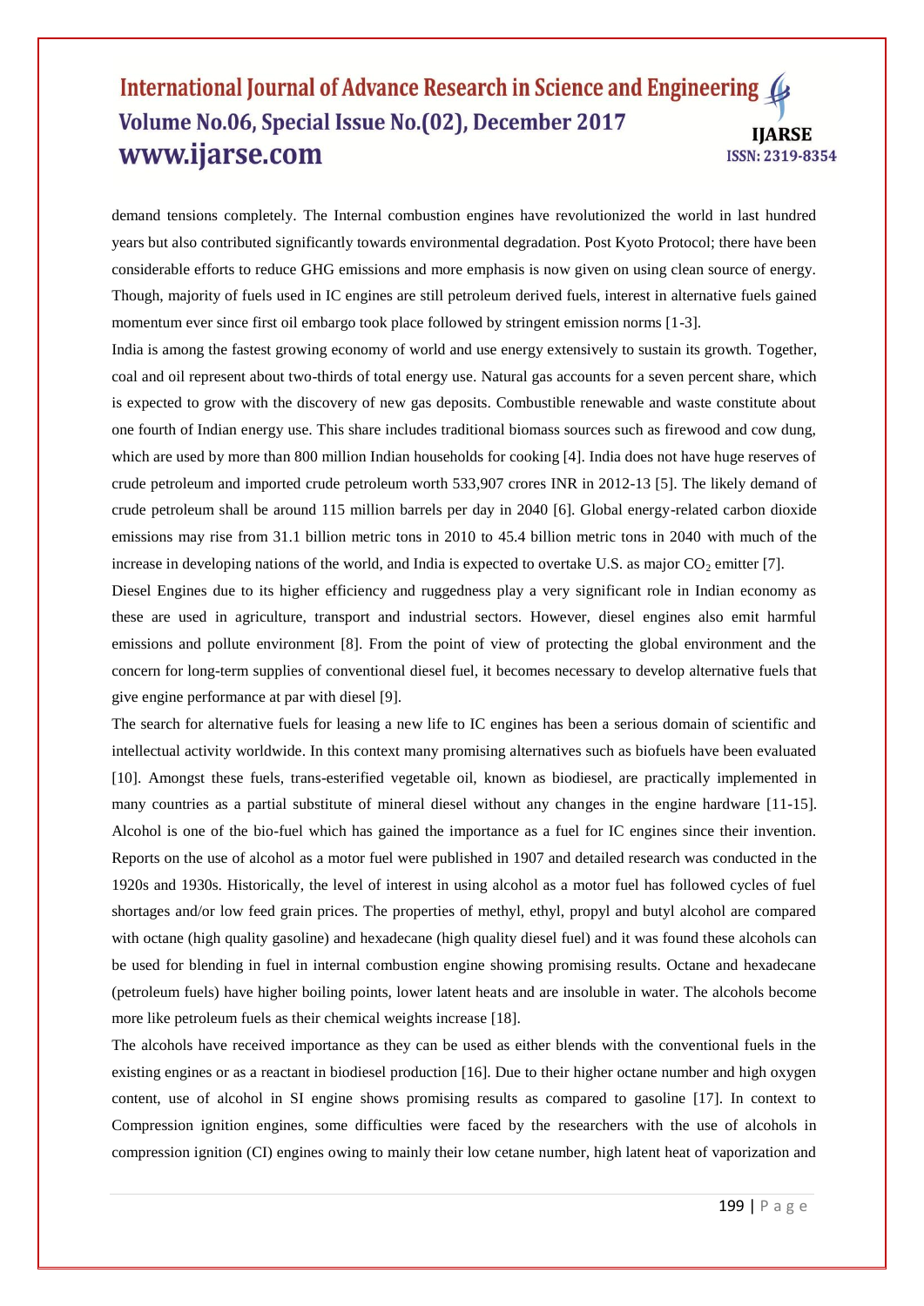demand tensions completely. The Internal combustion engines have revolutionized the world in last hundred years but also contributed significantly towards environmental degradation. Post Kyoto Protocol; there have been considerable efforts to reduce GHG emissions and more emphasis is now given on using clean source of energy. Though, majority of fuels used in IC engines are still petroleum derived fuels, interest in alternative fuels gained momentum ever since first oil embargo took place followed by stringent emission norms [1-3].

India is among the fastest growing economy of world and use energy extensively to sustain its growth. Together, coal and oil represent about two-thirds of total energy use. Natural gas accounts for a seven percent share, which is expected to grow with the discovery of new gas deposits. Combustible renewable and waste constitute about one fourth of Indian energy use. This share includes traditional biomass sources such as firewood and cow dung, which are used by more than 800 million Indian households for cooking [4]. India does not have huge reserves of crude petroleum and imported crude petroleum worth 533,907 crores INR in 2012-13 [5]. The likely demand of crude petroleum shall be around 115 million barrels per day in 2040 [6]. Global energy-related carbon dioxide emissions may rise from 31.1 billion metric tons in 2010 to 45.4 billion metric tons in 2040 with much of the increase in developing nations of the world, and India is expected to overtake U.S. as major $CO_2$ emitter [7].

Diesel Engines due to its higher efficiency and ruggedness play a very significant role in Indian economy as these are used in agriculture, transport and industrial sectors. However, diesel engines also emit harmful emissions and pollute environment [8]. From the point of view of protecting the global environment and the concern for long-term supplies of conventional diesel fuel, it becomes necessary to develop alternative fuels that give engine performance at par with diesel [9].

The search for alternative fuels for leasing a new life to IC engines has been a serious domain of scientific and intellectual activity worldwide. In this context many promising alternatives such as biofuels have been evaluated [10]. Amongst these fuels, trans-esterified vegetable oil, known as biodiesel, are practically implemented in many countries as a partial substitute of mineral diesel without any changes in the engine hardware [11-15]. Alcohol is one of the bio-fuel which has gained the importance as a fuel for IC engines since their invention. Reports on the use of alcohol as a motor fuel were published in 1907 and detailed research was conducted in the 1920s and 1930s. Historically, the level of interest in using alcohol as a motor fuel has followed cycles of fuel shortages and/or low feed grain prices. The properties of methyl, ethyl, propyl and butyl alcohol are compared with octane (high quality gasoline) and hexadecane (high quality diesel fuel) and it was found these alcohols can be used for blending in fuel in internal combustion engine showing promising results. Octane and hexadecane (petroleum fuels) have higher boiling points, lower latent heats and are insoluble in water. The alcohols become more like petroleum fuels as their chemical weights increase [18].

The alcohols have received importance as they can be used as either blends with the conventional fuels in the existing engines or as a reactant in biodiesel production [16]. Due to their higher octane number and high oxygen content, use of alcohol in SI engine shows promising results as compared to gasoline [17]. In context to Compression ignition engines, some difficulties were faced by the researchers with the use of alcohols in compression ignition (CI) engines owing to mainly their low cetane number, high latent heat of vaporization and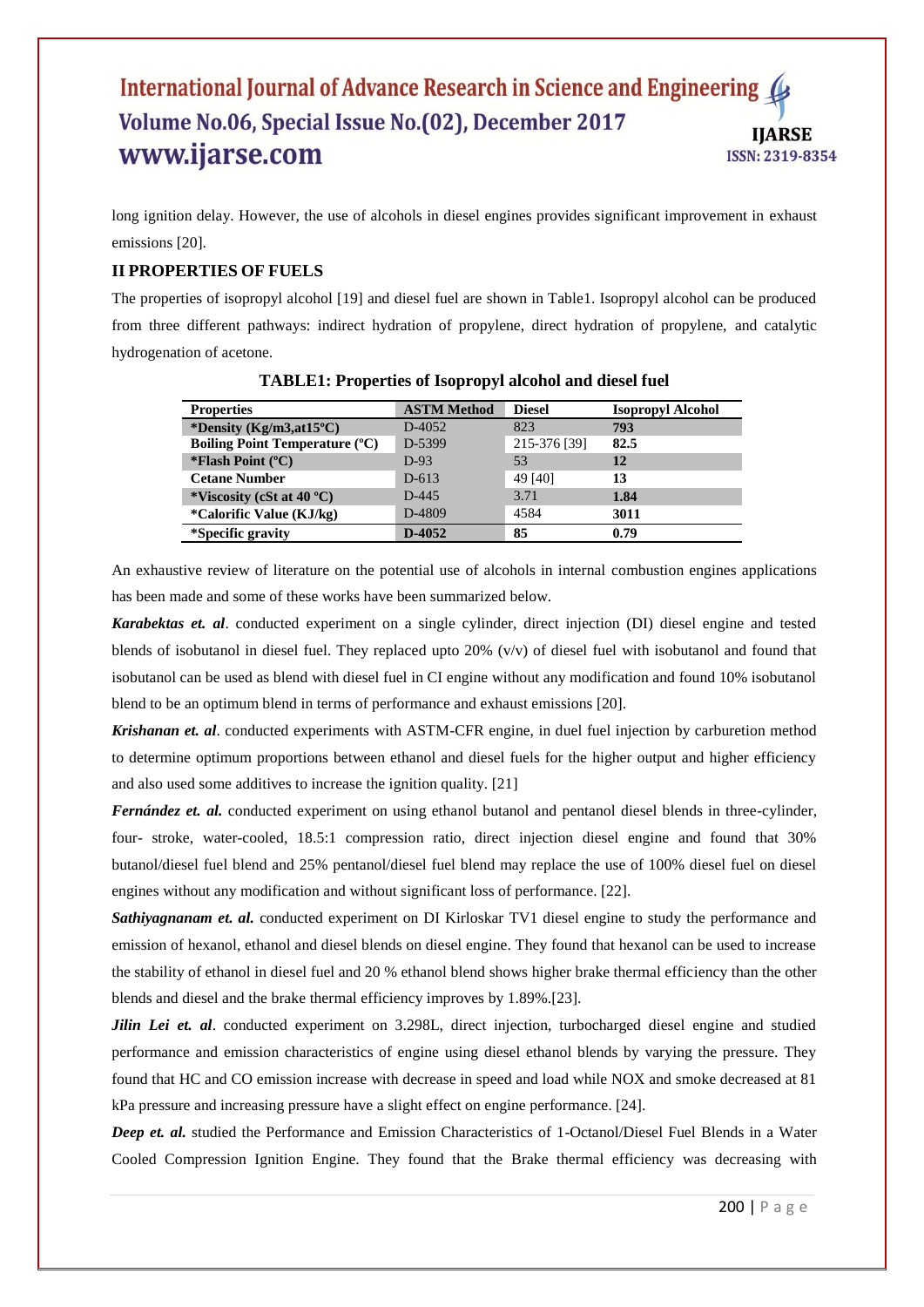long ignition delay. However, the use of alcohols in diesel engines provides significant improvement in exhaust emissions [20].

## II PROPERTIES OF FUELS

The properties of isopropyl alcohol [19] and diesel fuel are shown in Table1. Isopropyl alcohol can be produced from three different pathways: indirect hydration of propylene, direct hydration of propylene, and catalytic hydrogenation of acetone.

**TABLE1: Properties of Isopropyl alcohol and diesel fuel**

| Properties | ASTM Method | Diesel | Isopropyl Alcohol |
|---|---|---|---|
| **\*Density (Kg/m3,at15°C)** | D-4052 | 823 | **793** |
| **Boiling Point Temperature (°C)** | D-5399 | 215-376 [39] | **82.5** |
| **\*Flash Point (°C)** | D-93 | 53 | **12** |
| **Cetane Number** | D-613 | 49 [40] | **13** |
| **\*Viscosity (cSt at 40 °C)** | D-445 | 3.71 | **1.84** |
| **\*Calorific Value (KJ/kg)** | D-4809 | 4584 | **3011** |
| **\*Specific gravity** | **D-4052** | **85** | **0.79** |

An exhaustive review of literature on the potential use of alcohols in internal combustion engines applications has been made and some of these works have been summarized below.

***Karabektas et. al***. conducted experiment on a single cylinder, direct injection (DI) diesel engine and tested blends of isobutanol in diesel fuel. They replaced upto 20% (v/v) of diesel fuel with isobutanol and found that isobutanol can be used as blend with diesel fuel in CI engine without any modification and found 10% isobutanol blend to be an optimum blend in terms of performance and exhaust emissions [20].

***Krishanan et. al***. conducted experiments with ASTM-CFR engine, in duel fuel injection by carburetion method to determine optimum proportions between ethanol and diesel fuels for the higher output and higher efficiency and also used some additives to increase the ignition quality. [21]

***Fernández et. al.*** conducted experiment on using ethanol butanol and pentanol diesel blends in three-cylinder, four- stroke, water-cooled, 18.5:1 compression ratio, direct injection diesel engine and found that 30% butanol/diesel fuel blend and 25% pentanol/diesel fuel blend may replace the use of 100% diesel fuel on diesel engines without any modification and without significant loss of performance. [22].

***Sathiyagnanam et. al.*** conducted experiment on DI Kirloskar TV1 diesel engine to study the performance and emission of hexanol, ethanol and diesel blends on diesel engine. They found that hexanol can be used to increase the stability of ethanol in diesel fuel and 20 % ethanol blend shows higher brake thermal efficiency than the other blends and diesel and the brake thermal efficiency improves by 1.89%.[23].

***Jilin Lei et. al***. conducted experiment on 3.298L, direct injection, turbocharged diesel engine and studied performance and emission characteristics of engine using diesel ethanol blends by varying the pressure. They found that HC and CO emission increase with decrease in speed and load while NOX and smoke decreased at 81 kPa pressure and increasing pressure have a slight effect on engine performance. [24].

***Deep et. al.*** studied the Performance and Emission Characteristics of 1-Octanol/Diesel Fuel Blends in a Water Cooled Compression Ignition Engine. They found that the Brake thermal efficiency was decreasing with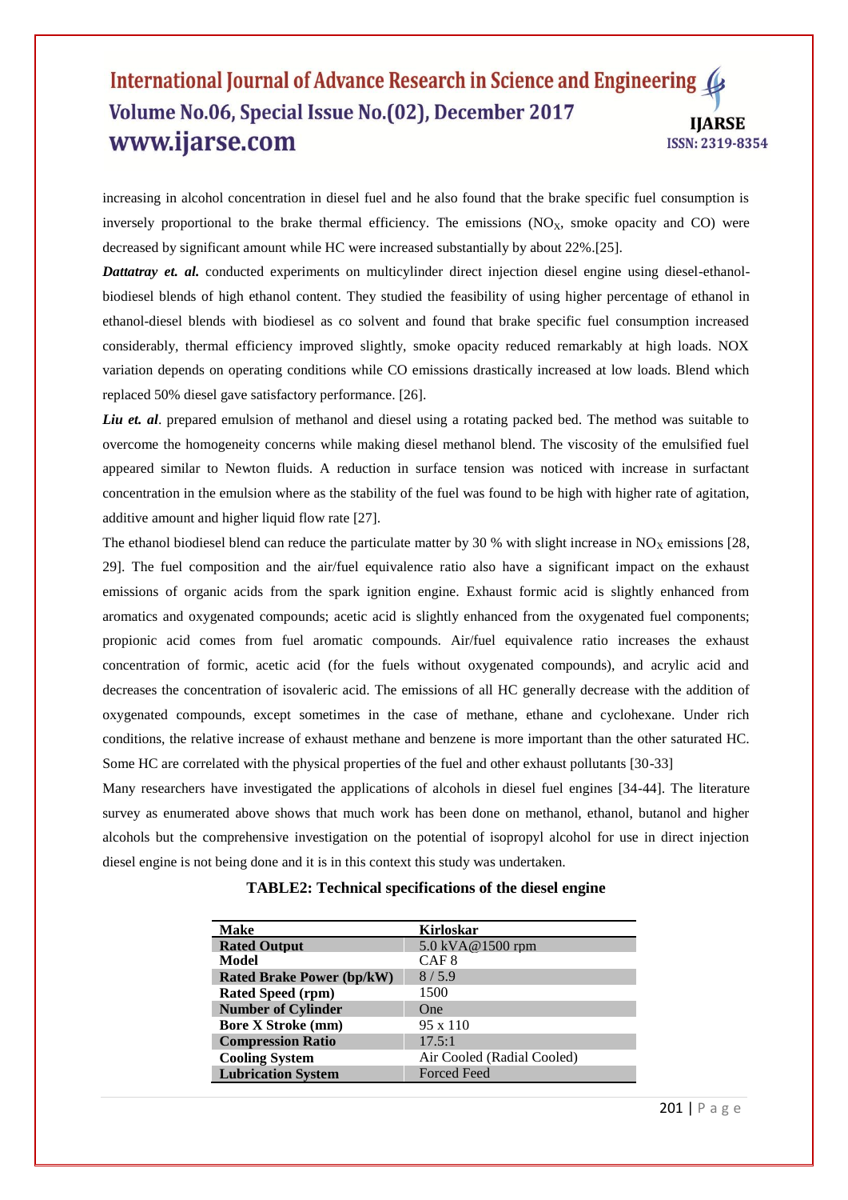increasing in alcohol concentration in diesel fuel and he also found that the brake specific fuel consumption is inversely proportional to the brake thermal efficiency. The emissions ($NO_X$, smoke opacity and CO) were decreased by significant amount while HC were increased substantially by about 22%.[25].

***Dattatray et. al.*** conducted experiments on multicylinder direct injection diesel engine using diesel-ethanol-biodiesel blends of high ethanol content. They studied the feasibility of using higher percentage of ethanol in ethanol-diesel blends with biodiesel as co solvent and found that brake specific fuel consumption increased considerably, thermal efficiency improved slightly, smoke opacity reduced remarkably at high loads. NOX variation depends on operating conditions while CO emissions drastically increased at low loads. Blend which replaced 50% diesel gave satisfactory performance. [26].

***Liu et. al***. prepared emulsion of methanol and diesel using a rotating packed bed. The method was suitable to overcome the homogeneity concerns while making diesel methanol blend. The viscosity of the emulsified fuel appeared similar to Newton fluids. A reduction in surface tension was noticed with increase in surfactant concentration in the emulsion where as the stability of the fuel was found to be high with higher rate of agitation, additive amount and higher liquid flow rate [27].

The ethanol biodiesel blend can reduce the particulate matter by 30 % with slight increase in $NO_X$ emissions [28, 29]. The fuel composition and the air/fuel equivalence ratio also have a significant impact on the exhaust emissions of organic acids from the spark ignition engine. Exhaust formic acid is slightly enhanced from aromatics and oxygenated compounds; acetic acid is slightly enhanced from the oxygenated fuel components; propionic acid comes from fuel aromatic compounds. Air/fuel equivalence ratio increases the exhaust concentration of formic, acetic acid (for the fuels without oxygenated compounds), and acrylic acid and decreases the concentration of isovaleric acid. The emissions of all HC generally decrease with the addition of oxygenated compounds, except sometimes in the case of methane, ethane and cyclohexane. Under rich conditions, the relative increase of exhaust methane and benzene is more important than the other saturated HC. Some HC are correlated with the physical properties of the fuel and other exhaust pollutants [30-33]

Many researchers have investigated the applications of alcohols in diesel fuel engines [34-44]. The literature survey as enumerated above shows that much work has been done on methanol, ethanol, butanol and higher alcohols but the comprehensive investigation on the potential of isopropyl alcohol for use in direct injection diesel engine is not being done and it is in this context this study was undertaken.

**TABLE2: Technical specifications of the diesel engine**

| **Make** | **Kirloskar** |
|---|---|
| **Rated Output** | 5.0 kVA@1500 rpm |
| **Model** | CAF 8 |
| **Rated Brake Power (bp/kW)** | 8 / 5.9 |
| **Rated Speed (rpm)** | 1500 |
| **Number of Cylinder** | One |
| **Bore X Stroke (mm)** | 95 x 110 |
| **Compression Ratio** | 17.5:1 |
| **Cooling System** | Air Cooled (Radial Cooled) |
| **Lubrication System** | Forced Feed |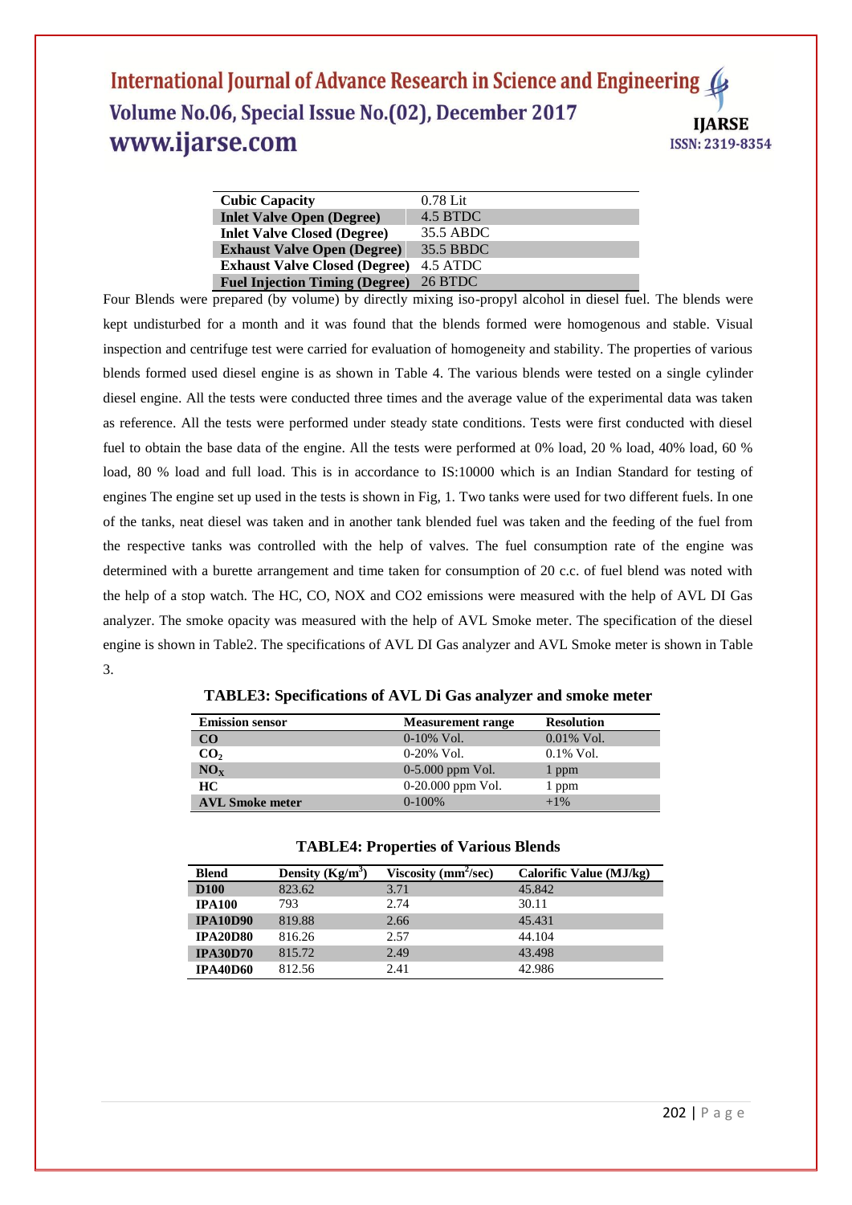| Cubic Capacity | 0.78 Lit |
|---|---|
| Inlet Valve Open (Degree) | 4.5 BTDC |
| Inlet Valve Closed (Degree) | 35.5 ABDC |
| Exhaust Valve Open (Degree) | 35.5 BBDC |
| Exhaust Valve Closed (Degree) | 4.5 ATDC |
| Fuel Injection Timing (Degree) | 26 BTDC |

Four Blends were prepared (by volume) by directly mixing iso-propyl alcohol in diesel fuel. The blends were kept undisturbed for a month and it was found that the blends formed were homogenous and stable. Visual inspection and centrifuge test were carried for evaluation of homogeneity and stability. The properties of various blends formed used diesel engine is as shown in Table 4. The various blends were tested on a single cylinder diesel engine. All the tests were conducted three times and the average value of the experimental data was taken as reference. All the tests were performed under steady state conditions. Tests were first conducted with diesel fuel to obtain the base data of the engine. All the tests were performed at 0% load, 20 % load, 40% load, 60 % load, 80 % load and full load. This is in accordance to IS:10000 which is an Indian Standard for testing of engines The engine set up used in the tests is shown in Fig, 1. Two tanks were used for two different fuels. In one of the tanks, neat diesel was taken and in another tank blended fuel was taken and the feeding of the fuel from the respective tanks was controlled with the help of valves. The fuel consumption rate of the engine was determined with a burette arrangement and time taken for consumption of 20 c.c. of fuel blend was noted with the help of a stop watch. The HC, CO, NOX and CO2 emissions were measured with the help of AVL DI Gas analyzer. The smoke opacity was measured with the help of AVL Smoke meter. The specification of the diesel engine is shown in Table2. The specifications of AVL DI Gas analyzer and AVL Smoke meter is shown in Table 3.

**TABLE3: Specifications of AVL Di Gas analyzer and smoke meter**

| Emission sensor | Measurement range | Resolution |
|---|---|---|
| **CO** | 0-10% Vol. | 0.01% Vol. |
| **$CO_2$** | 0-20% Vol. | 0.1% Vol. |
| **$NO_X$** | 0-5.000 ppm Vol. | 1 ppm |
| **HC** | 0-20.000 ppm Vol. | 1 ppm |
| **AVL Smoke meter** | 0-100% | +1% |

**TABLE4: Properties of Various Blends**

| Blend | Density (Kg/m$^3$) | Viscosity (mm$^2$/sec) | Calorific Value (MJ/kg) |
|---|---|---|---|
| **D100** | 823.62 | 3.71 | 45.842 |
| **IPA100** | 793 | 2.74 | 30.11 |
| **IPA10D90** | 819.88 | 2.66 | 45.431 |
| **IPA20D80** | 816.26 | 2.57 | 44.104 |
| **IPA30D70** | 815.72 | 2.49 | 43.498 |
| **IPA40D60** | 812.56 | 2.41 | 42.986 |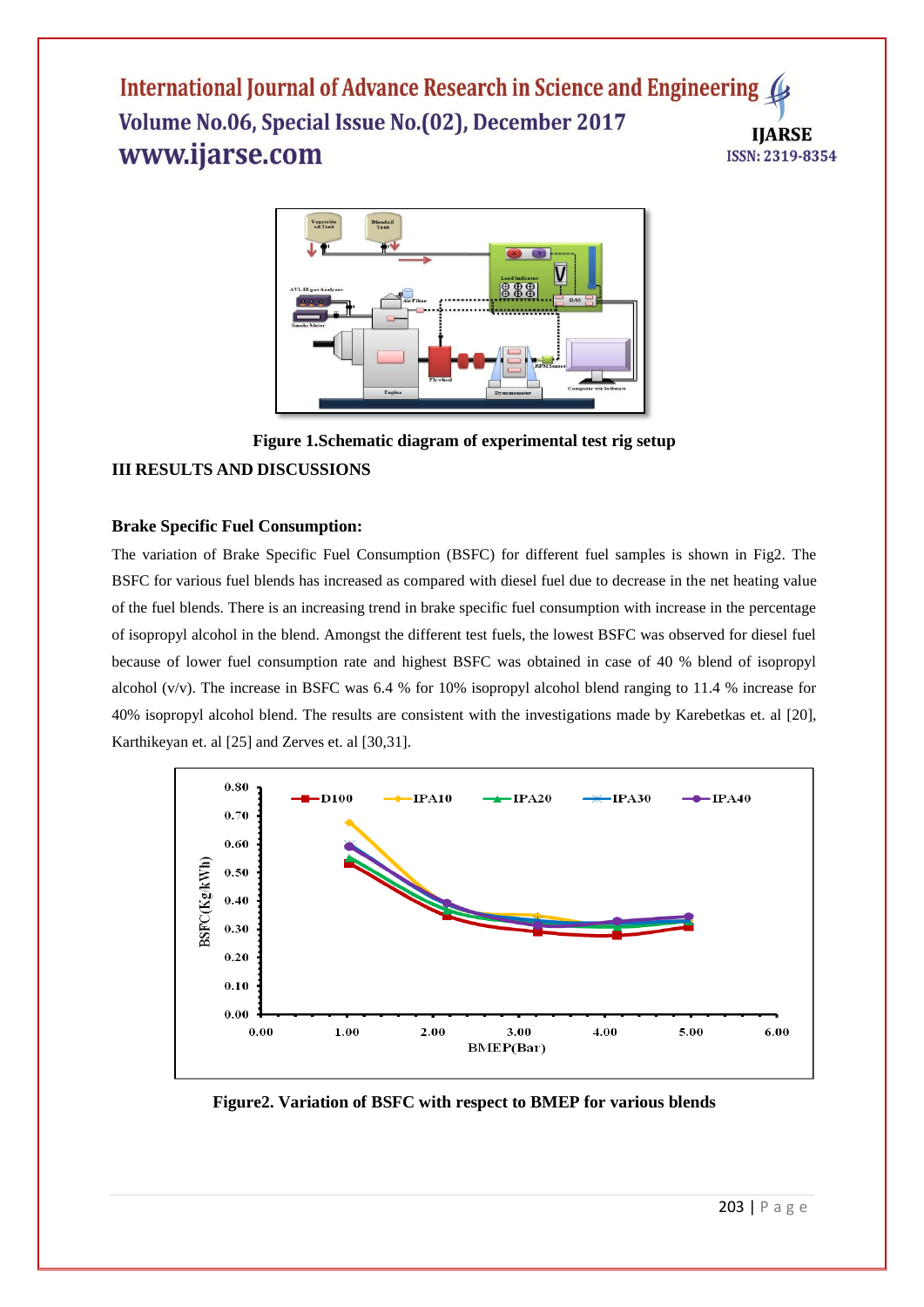**Figure 1.Schematic diagram of experimental test rig setup**

## III RESULTS AND DISCUSSIONS

### Brake Specific Fuel Consumption:

The variation of Brake Specific Fuel Consumption (BSFC) for different fuel samples is shown in Fig2. The BSFC for various fuel blends has increased as compared with diesel fuel due to decrease in the net heating value of the fuel blends. There is an increasing trend in brake specific fuel consumption with increase in the percentage of isopropyl alcohol in the blend. Amongst the different test fuels, the lowest BSFC was observed for diesel fuel because of lower fuel consumption rate and highest BSFC was obtained in case of 40 % blend of isopropyl alcohol (v/v). The increase in BSFC was 6.4 % for 10% isopropyl alcohol blend ranging to 11.4 % increase for 40% isopropyl alcohol blend. The results are consistent with the investigations made by Karebetkas et. al [20], Karthikeyan et. al [25] and Zerves et. al [30,31].

**Figure2. Variation of BSFC with respect to BMEP for various blends**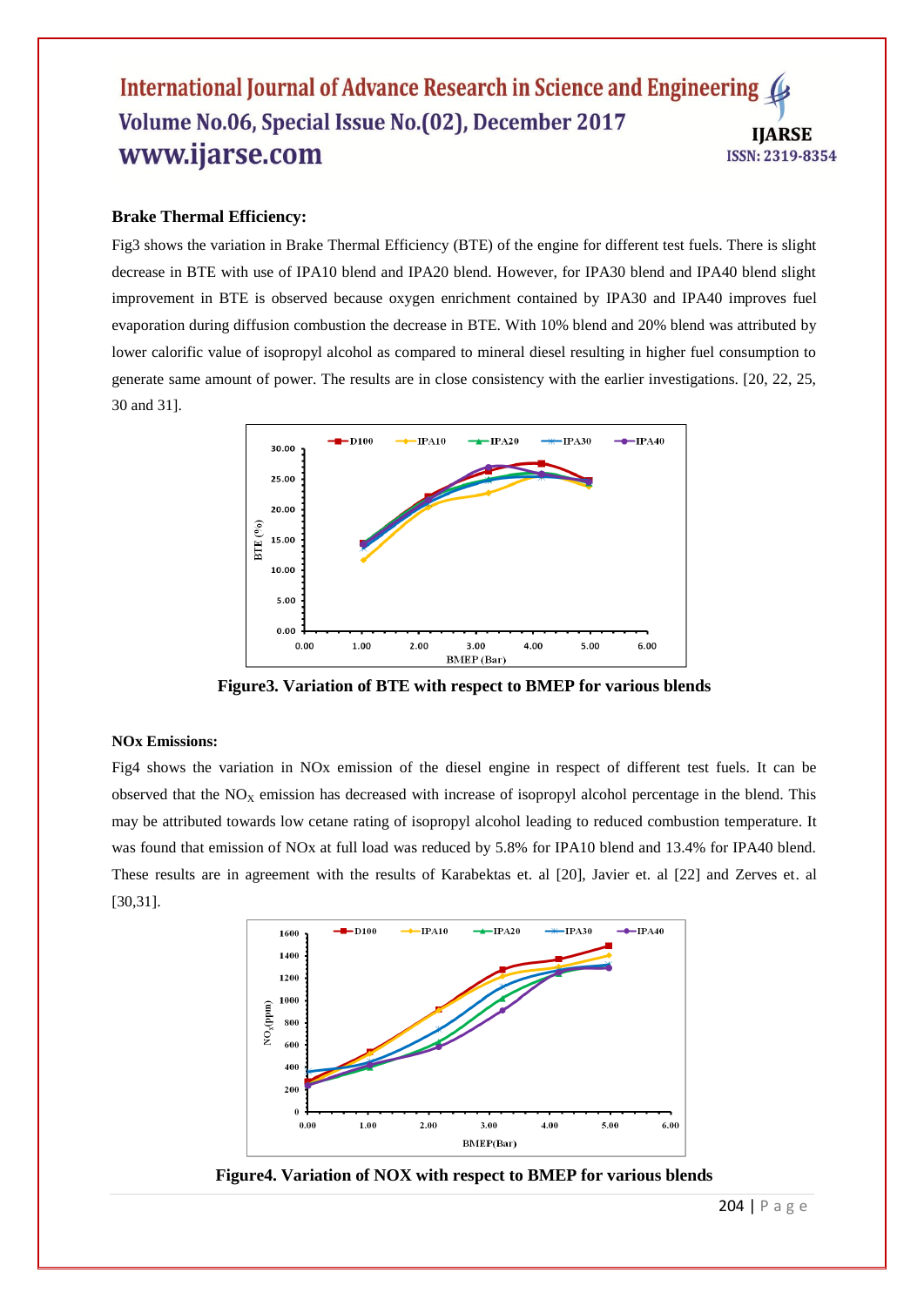**Brake Thermal Efficiency:**

Fig3 shows the variation in Brake Thermal Efficiency (BTE) of the engine for different test fuels. There is slight decrease in BTE with use of IPA10 blend and IPA20 blend. However, for IPA30 blend and IPA40 blend slight improvement in BTE is observed because oxygen enrichment contained by IPA30 and IPA40 improves fuel evaporation during diffusion combustion the decrease in BTE. With 10% blend and 20% blend was attributed by lower calorific value of isopropyl alcohol as compared to mineral diesel resulting in higher fuel consumption to generate same amount of power. The results are in close consistency with the earlier investigations. [20, 22, 25, 30 and 31].

**Figure3. Variation of BTE with respect to BMEP for various blends**

**NOx Emissions:**

Fig4 shows the variation in NOx emission of the diesel engine in respect of different test fuels. It can be observed that the $NO_X$ emission has decreased with increase of isopropyl alcohol percentage in the blend. This may be attributed towards low cetane rating of isopropyl alcohol leading to reduced combustion temperature. It was found that emission of NOx at full load was reduced by 5.8% for IPA10 blend and 13.4% for IPA40 blend. These results are in agreement with the results of Karabektas et. al [20], Javier et. al [22] and Zerves et. al [30,31].

**Figure4. Variation of NOX with respect to BMEP for various blends**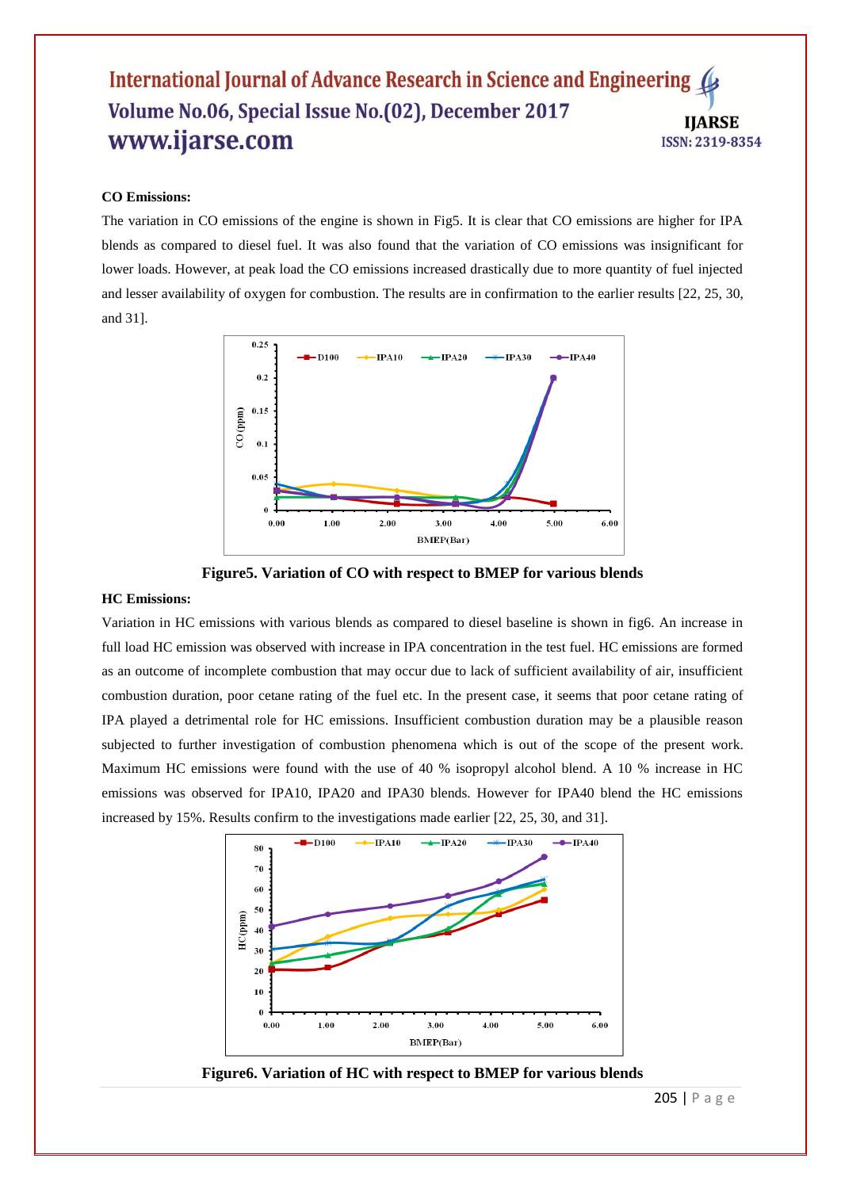**CO Emissions:**

The variation in CO emissions of the engine is shown in Fig5. It is clear that CO emissions are higher for IPA blends as compared to diesel fuel. It was also found that the variation of CO emissions was insignificant for lower loads. However, at peak load the CO emissions increased drastically due to more quantity of fuel injected and lesser availability of oxygen for combustion. The results are in confirmation to the earlier results [22, 25, 30, and 31].

**Figure5. Variation of CO with respect to BMEP for various blends**

**HC Emissions:**

Variation in HC emissions with various blends as compared to diesel baseline is shown in fig6. An increase in full load HC emission was observed with increase in IPA concentration in the test fuel. HC emissions are formed as an outcome of incomplete combustion that may occur due to lack of sufficient availability of air, insufficient combustion duration, poor cetane rating of the fuel etc. In the present case, it seems that poor cetane rating of IPA played a detrimental role for HC emissions. Insufficient combustion duration may be a plausible reason subjected to further investigation of combustion phenomena which is out of the scope of the present work. Maximum HC emissions were found with the use of 40 % isopropyl alcohol blend. A 10 % increase in HC emissions was observed for IPA10, IPA20 and IPA30 blends. However for IPA40 blend the HC emissions increased by 15%. Results confirm to the investigations made earlier [22, 25, 30, and 31].

**Figure6. Variation of HC with respect to BMEP for various blends**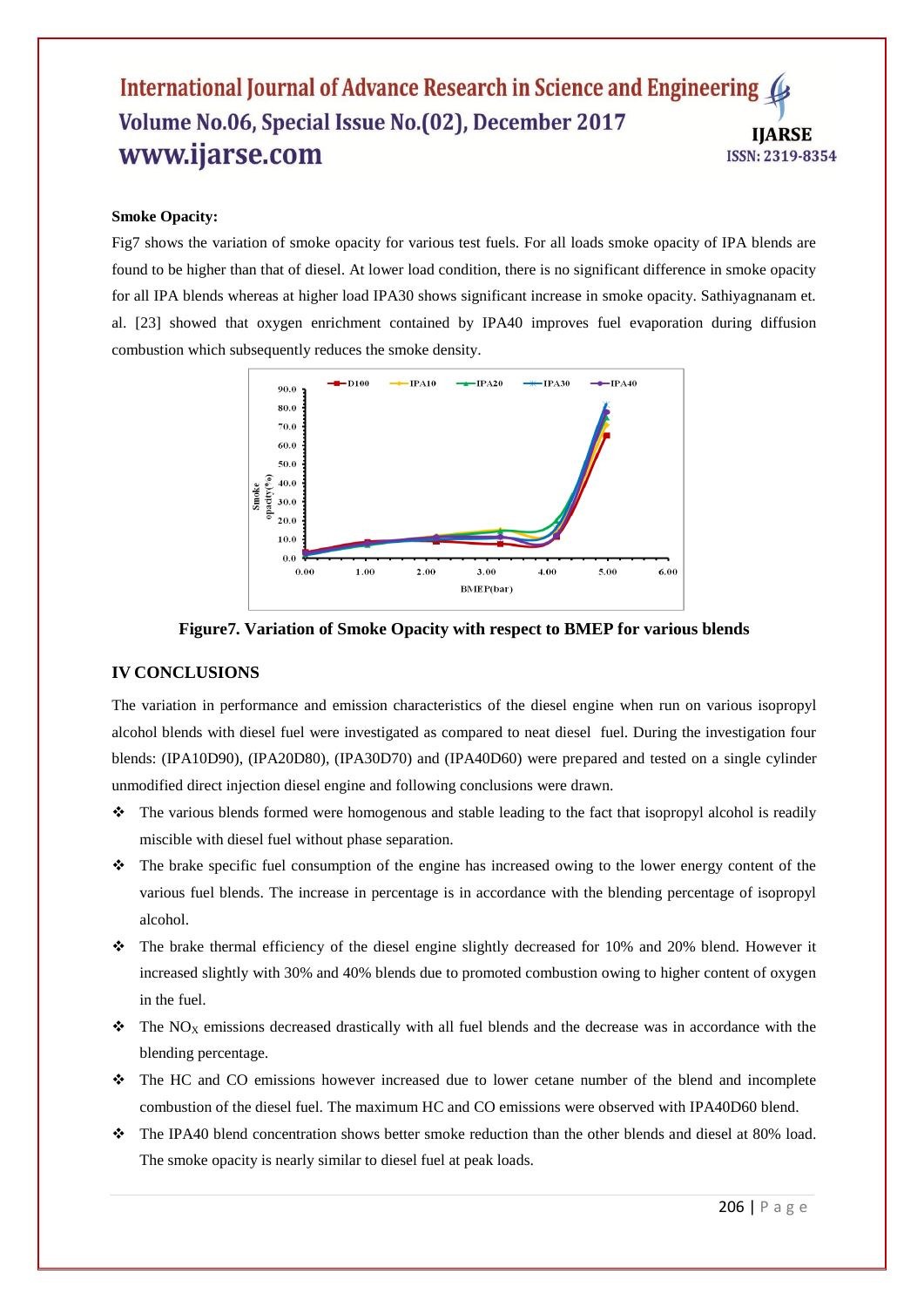**Smoke Opacity:**

Fig7 shows the variation of smoke opacity for various test fuels. For all loads smoke opacity of IPA blends are found to be higher than that of diesel. At lower load condition, there is no significant difference in smoke opacity for all IPA blends whereas at higher load IPA30 shows significant increase in smoke opacity. Sathiyagnanam et. al. [23] showed that oxygen enrichment contained by IPA40 improves fuel evaporation during diffusion combustion which subsequently reduces the smoke density.

**Figure7. Variation of Smoke Opacity with respect to BMEP for various blends**

## IV CONCLUSIONS

The variation in performance and emission characteristics of the diesel engine when run on various isopropyl alcohol blends with diesel fuel were investigated as compared to neat diesel fuel. During the investigation four blends: (IPA10D90), (IPA20D80), (IPA30D70) and (IPA40D60) were prepared and tested on a single cylinder unmodified direct injection diesel engine and following conclusions were drawn.

- The various blends formed were homogenous and stable leading to the fact that isopropyl alcohol is readily miscible with diesel fuel without phase separation.
- The brake specific fuel consumption of the engine has increased owing to the lower energy content of the various fuel blends. The increase in percentage is in accordance with the blending percentage of isopropyl alcohol.
- The brake thermal efficiency of the diesel engine slightly decreased for 10% and 20% blend. However it increased slightly with 30% and 40% blends due to promoted combustion owing to higher content of oxygen in the fuel.
- The $NO_X$ emissions decreased drastically with all fuel blends and the decrease was in accordance with the blending percentage.
- The HC and CO emissions however increased due to lower cetane number of the blend and incomplete combustion of the diesel fuel. The maximum HC and CO emissions were observed with IPA40D60 blend.
- The IPA40 blend concentration shows better smoke reduction than the other blends and diesel at 80% load. The smoke opacity is nearly similar to diesel fuel at peak loads.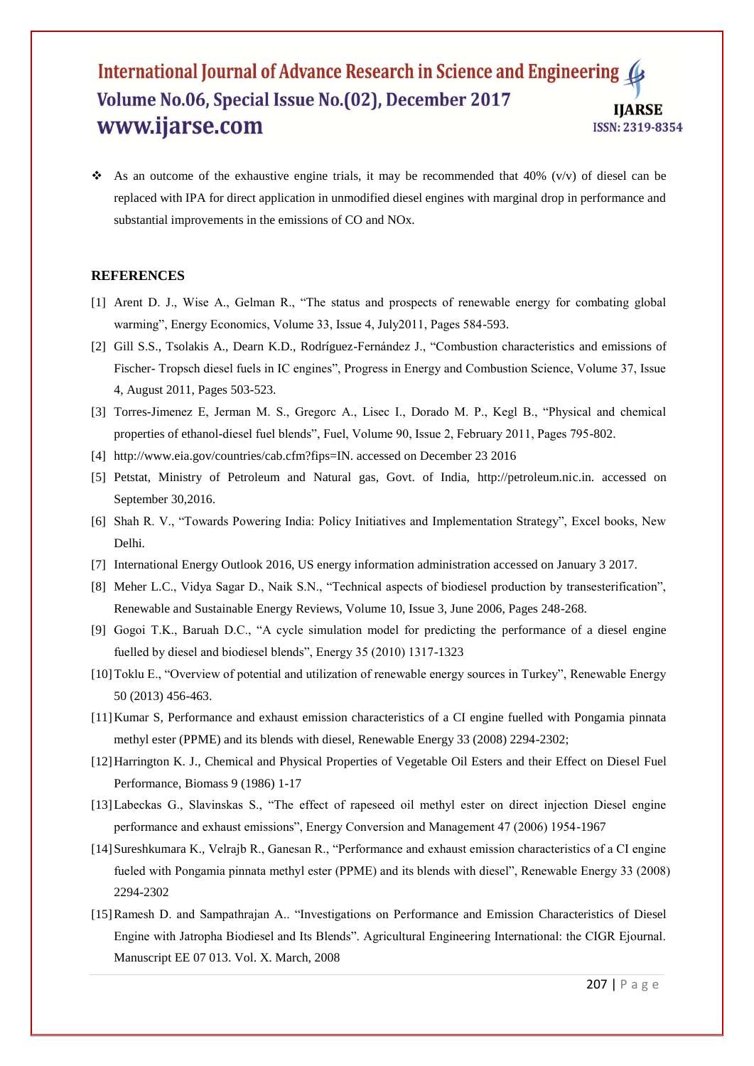- As an outcome of the exhaustive engine trials, it may be recommended that 40% (v/v) of diesel can be replaced with IPA for direct application in unmodified diesel engines with marginal drop in performance and substantial improvements in the emissions of CO and NOx.

## REFERENCES

[1] Arent D. J., Wise A., Gelman R., "The status and prospects of renewable energy for combating global warming", Energy Economics, Volume 33, Issue 4, July2011, Pages 584-593.

[2] Gill S.S., Tsolakis A., Dearn K.D., Rodríguez-Fernández J., "Combustion characteristics and emissions of Fischer- Tropsch diesel fuels in IC engines", Progress in Energy and Combustion Science, Volume 37, Issue 4, August 2011, Pages 503-523.

[3] Torres-Jimenez E, Jerman M. S., Gregorc A., Lisec I., Dorado M. P., Kegl B., "Physical and chemical properties of ethanol-diesel fuel blends", Fuel, Volume 90, Issue 2, February 2011, Pages 795-802.

[4] http://www.eia.gov/countries/cab.cfm?fips=IN. accessed on December 23 2016

[5] Petstat, Ministry of Petroleum and Natural gas, Govt. of India, http://petroleum.nic.in. accessed on September 30,2016.

[6] Shah R. V., "Towards Powering India: Policy Initiatives and Implementation Strategy", Excel books, New Delhi.

[7] International Energy Outlook 2016, US energy information administration accessed on January 3 2017.

[8] Meher L.C., Vidya Sagar D., Naik S.N., "Technical aspects of biodiesel production by transesterification", Renewable and Sustainable Energy Reviews, Volume 10, Issue 3, June 2006, Pages 248-268.

[9] Gogoi T.K., Baruah D.C., "A cycle simulation model for predicting the performance of a diesel engine fuelled by diesel and biodiesel blends", Energy 35 (2010) 1317-1323

[10] Toklu E., "Overview of potential and utilization of renewable energy sources in Turkey", Renewable Energy 50 (2013) 456-463.

[11] Kumar S, Performance and exhaust emission characteristics of a CI engine fuelled with Pongamia pinnata methyl ester (PPME) and its blends with diesel, Renewable Energy 33 (2008) 2294-2302;

[12] Harrington K. J., Chemical and Physical Properties of Vegetable Oil Esters and their Effect on Diesel Fuel Performance, Biomass 9 (1986) 1-17

[13] Labeckas G., Slavinskas S., "The effect of rapeseed oil methyl ester on direct injection Diesel engine performance and exhaust emissions", Energy Conversion and Management 47 (2006) 1954-1967

[14] Sureshkumara K., Velrajb R., Ganesan R., "Performance and exhaust emission characteristics of a CI engine fueled with Pongamia pinnata methyl ester (PPME) and its blends with diesel", Renewable Energy 33 (2008) 2294-2302

[15] Ramesh D. and Sampathrajan A.. "Investigations on Performance and Emission Characteristics of Diesel Engine with Jatropha Biodiesel and Its Blends". Agricultural Engineering International: the CIGR Ejournal. Manuscript EE 07 013. Vol. X. March, 2008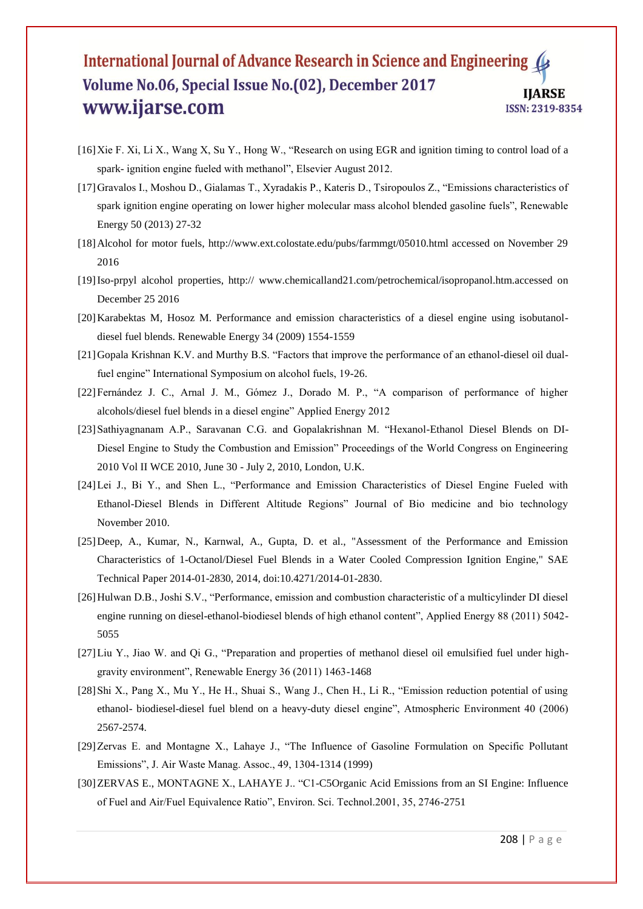[16] Xie F. Xi, Li X., Wang X, Su Y., Hong W., "Research on using EGR and ignition timing to control load of a spark- ignition engine fueled with methanol", Elsevier August 2012.

[17] Gravalos I., Moshou D., Gialamas T., Xyradakis P., Kateris D., Tsiropoulos Z., "Emissions characteristics of spark ignition engine operating on lower higher molecular mass alcohol blended gasoline fuels", Renewable Energy 50 (2013) 27-32

[18] Alcohol for motor fuels, http://www.ext.colostate.edu/pubs/farmmgt/05010.html accessed on November 29 2016

[19] Iso-prpyl alcohol properties, http:// www.chemicalland21.com/petrochemical/isopropanol.htm.accessed on December 25 2016

[20] Karabektas M, Hosoz M. Performance and emission characteristics of a diesel engine using isobutanol-diesel fuel blends. Renewable Energy 34 (2009) 1554-1559

[21] Gopala Krishnan K.V. and Murthy B.S. "Factors that improve the performance of an ethanol-diesel oil dual-fuel engine" International Symposium on alcohol fuels, 19-26.

[22] Fernández J. C., Arnal J. M., Gómez J., Dorado M. P., "A comparison of performance of higher alcohols/diesel fuel blends in a diesel engine" Applied Energy 2012

[23] Sathiyagnanam A.P., Saravanan C.G. and Gopalakrishnan M. "Hexanol-Ethanol Diesel Blends on DI-Diesel Engine to Study the Combustion and Emission" Proceedings of the World Congress on Engineering 2010 Vol II WCE 2010, June 30 - July 2, 2010, London, U.K.

[24] Lei J., Bi Y., and Shen L., "Performance and Emission Characteristics of Diesel Engine Fueled with Ethanol-Diesel Blends in Different Altitude Regions" Journal of Bio medicine and bio technology November 2010.

[25] Deep, A., Kumar, N., Karnwal, A., Gupta, D. et al., "Assessment of the Performance and Emission Characteristics of 1-Octanol/Diesel Fuel Blends in a Water Cooled Compression Ignition Engine," SAE Technical Paper 2014-01-2830, 2014, doi:10.4271/2014-01-2830.

[26] Hulwan D.B., Joshi S.V., "Performance, emission and combustion characteristic of a multicylinder DI diesel engine running on diesel-ethanol-biodiesel blends of high ethanol content", Applied Energy 88 (2011) 5042-5055

[27] Liu Y., Jiao W. and Qi G., "Preparation and properties of methanol diesel oil emulsified fuel under high-gravity environment", Renewable Energy 36 (2011) 1463-1468

[28] Shi X., Pang X., Mu Y., He H., Shuai S., Wang J., Chen H., Li R., "Emission reduction potential of using ethanol- biodiesel-diesel fuel blend on a heavy-duty diesel engine", Atmospheric Environment 40 (2006) 2567-2574.

[29] Zervas E. and Montagne X., Lahaye J., "The Influence of Gasoline Formulation on Specific Pollutant Emissions", J. Air Waste Manag. Assoc., 49, 1304-1314 (1999)

[30] ZERVAS E., MONTAGNE X., LAHAYE J.. "C1-C5Organic Acid Emissions from an SI Engine: Influence of Fuel and Air/Fuel Equivalence Ratio", Environ. Sci. Technol.2001, 35, 2746-2751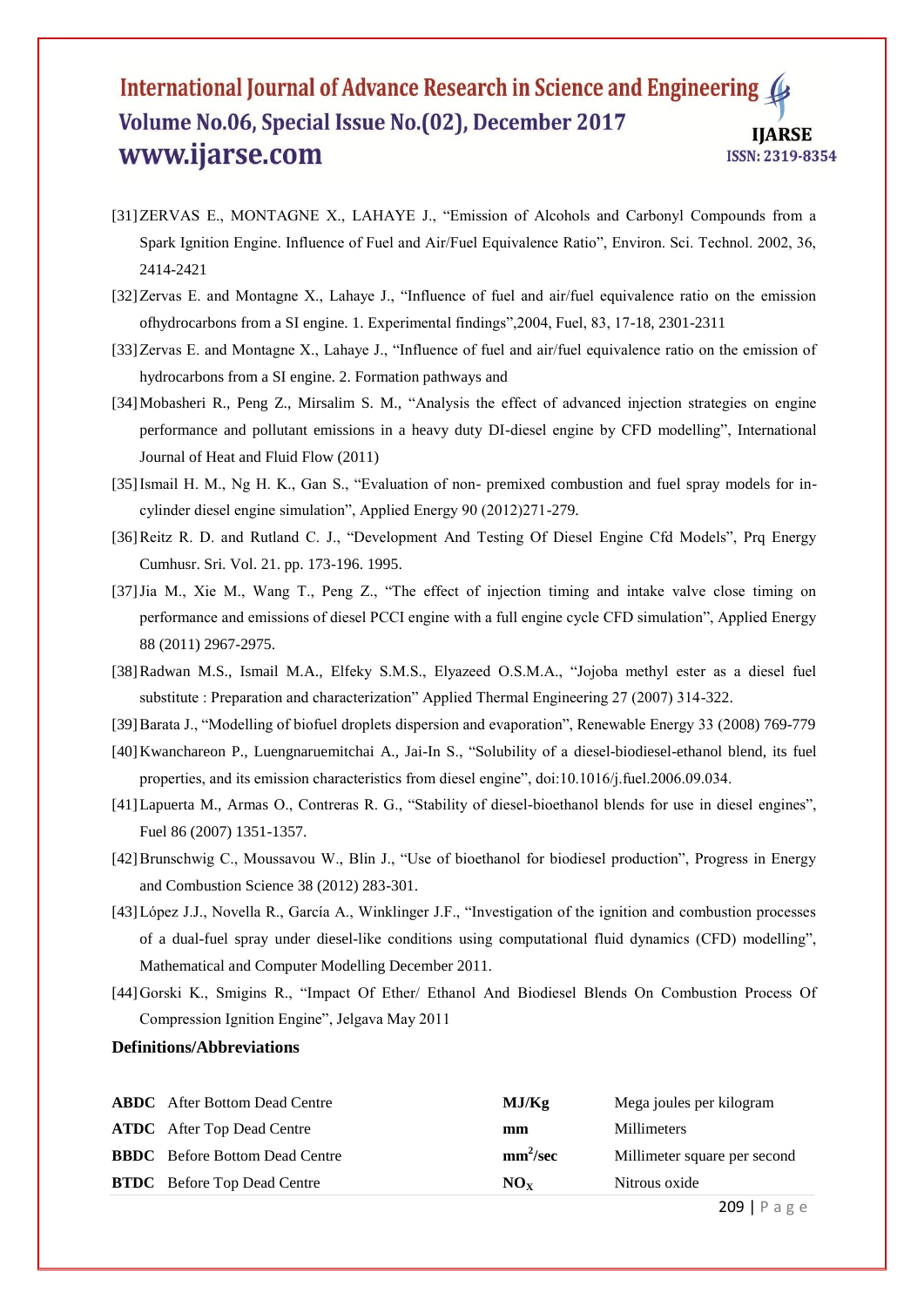[31] ZERVAS E., MONTAGNE X., LAHAYE J., "Emission of Alcohols and Carbonyl Compounds from a Spark Ignition Engine. Influence of Fuel and Air/Fuel Equivalence Ratio", Environ. Sci. Technol. 2002, 36, 2414-2421

[32] Zervas E. and Montagne X., Lahaye J., "Influence of fuel and air/fuel equivalence ratio on the emission ofhydrocarbons from a SI engine. 1. Experimental findings",2004, Fuel, 83, 17-18, 2301-2311

[33] Zervas E. and Montagne X., Lahaye J., "Influence of fuel and air/fuel equivalence ratio on the emission of hydrocarbons from a SI engine. 2. Formation pathways and

[34] Mobasheri R., Peng Z., Mirsalim S. M., "Analysis the effect of advanced injection strategies on engine performance and pollutant emissions in a heavy duty DI-diesel engine by CFD modelling", International Journal of Heat and Fluid Flow (2011)

[35] Ismail H. M., Ng H. K., Gan S., "Evaluation of non- premixed combustion and fuel spray models for in-cylinder diesel engine simulation", Applied Energy 90 (2012)271-279.

[36] Reitz R. D. and Rutland C. J., "Development And Testing Of Diesel Engine Cfd Models", Prq Energy Cumhusr. Sri. Vol. 21. pp. 173-196. 1995.

[37] Jia M., Xie M., Wang T., Peng Z., "The effect of injection timing and intake valve close timing on performance and emissions of diesel PCCI engine with a full engine cycle CFD simulation", Applied Energy 88 (2011) 2967-2975.

[38] Radwan M.S., Ismail M.A., Elfeky S.M.S., Elyazeed O.S.M.A., "Jojoba methyl ester as a diesel fuel substitute : Preparation and characterization" Applied Thermal Engineering 27 (2007) 314-322.

[39] Barata J., "Modelling of biofuel droplets dispersion and evaporation", Renewable Energy 33 (2008) 769-779

[40] Kwanchareon P., Luengnaruemitchai A., Jai-In S., "Solubility of a diesel-biodiesel-ethanol blend, its fuel properties, and its emission characteristics from diesel engine", doi:10.1016/j.fuel.2006.09.034.

[41] Lapuerta M., Armas O., Contreras R. G., "Stability of diesel-bioethanol blends for use in diesel engines", Fuel 86 (2007) 1351-1357.

[42] Brunschwig C., Moussavou W., Blin J., "Use of bioethanol for biodiesel production", Progress in Energy and Combustion Science 38 (2012) 283-301.

[43] López J.J., Novella R., García A., Winklinger J.F., "Investigation of the ignition and combustion processes of a dual-fuel spray under diesel-like conditions using computational fluid dynamics (CFD) modelling", Mathematical and Computer Modelling December 2011.

[44] Gorski K., Smigins R., "Impact Of Ether/ Ethanol And Biodiesel Blends On Combustion Process Of Compression Ignition Engine", Jelgava May 2011

**Definitions/Abbreviations**

| | | | |
|---|---|---|---|
| **ABDC** | After Bottom Dead Centre | **MJ/Kg** | Mega joules per kilogram |
| **ATDC** | After Top Dead Centre | **mm** | Millimeters |
| **BBDC** | Before Bottom Dead Centre | **$mm^2$/sec** | Millimeter square per second |
| **BTDC** | Before Top Dead Centre | **$NO_X$** | Nitrous oxide |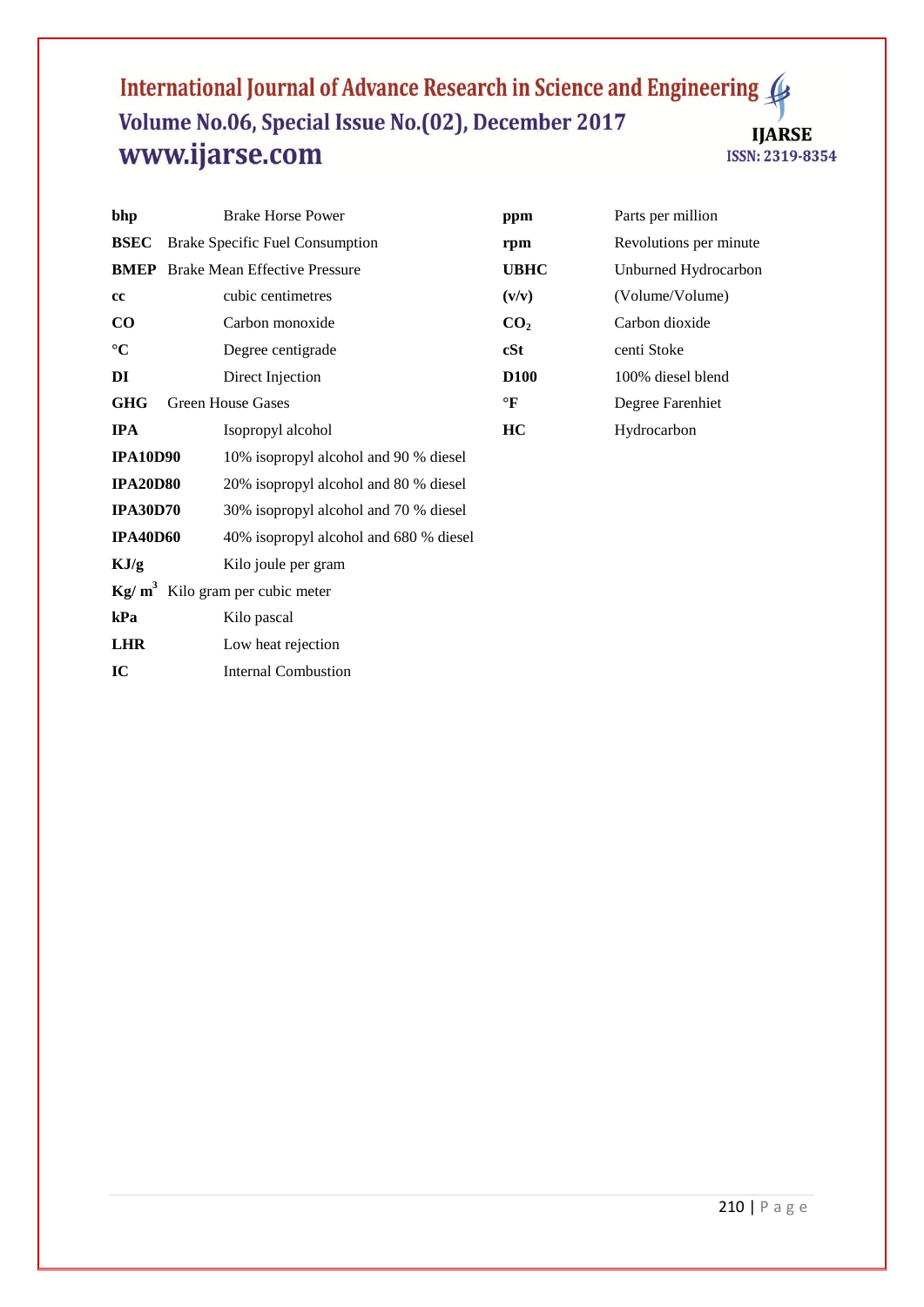| | |
|---|---|
| **bhp** | Brake Horse Power |
| **BSEC** | Brake Specific Fuel Consumption |
| **BMEP** | Brake Mean Effective Pressure |
| **cc** | cubic centimetres |
| **CO** | Carbon monoxide |
| **°C** | Degree centigrade |
| **DI** | Direct Injection |
| **GHG** | Green House Gases |
| **IPA** | Isopropyl alcohol |
| **IPA10D90** | 10% isopropyl alcohol and 90 % diesel |
| **IPA20D80** | 20% isopropyl alcohol and 80 % diesel |
| **IPA30D70** | 30% isopropyl alcohol and 70 % diesel |
| **IPA40D60** | 40% isopropyl alcohol and 680 % diesel |
| **KJ/g** | Kilo joule per gram |
| **Kg/ $m^3$** | Kilo gram per cubic meter |
| **kPa** | Kilo pascal |
| **LHR** | Low heat rejection |
| **IC** | Internal Combustion |
| **ppm** | Parts per million |
| **rpm** | Revolutions per minute |
| **UBHC** | Unburned Hydrocarbon |
| **(v/v)** | (Volume/Volume) |
| **$CO_2$** | Carbon dioxide |
| **cSt** | centi Stoke |
| **D100** | 100% diesel blend |
| **°F** | Degree Farenhiet |
| **HC** | Hydrocarbon |